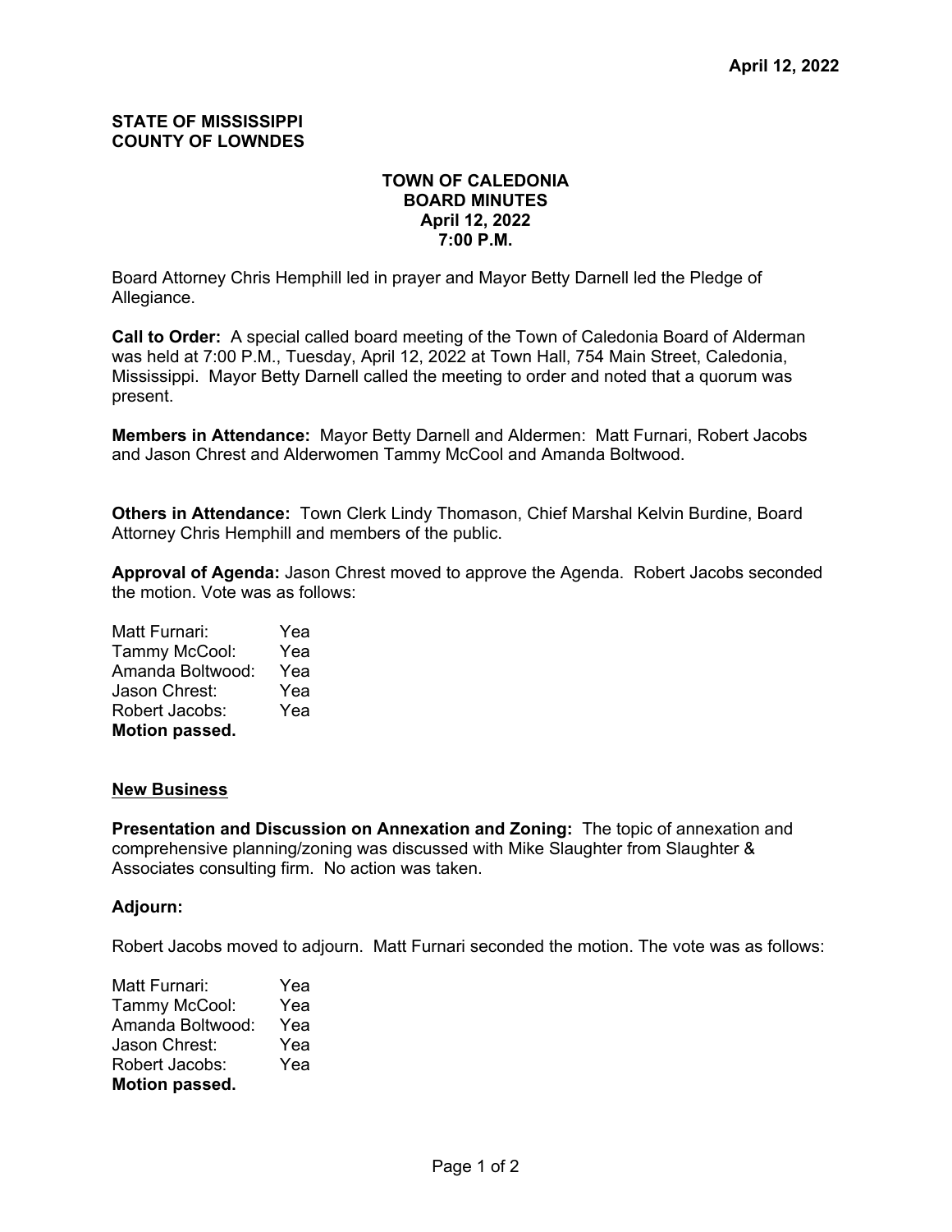April 12, 2022

**STATE OF MISSISSIPPI**
**COUNTY OF LOWNDES**

**TOWN OF CALEDONIA**
**BOARD MINUTES**
**April 12, 2022**
**7:00 P.M.**

Board Attorney Chris Hemphill led in prayer and Mayor Betty Darnell led the Pledge of Allegiance.

**Call to Order:** A special called board meeting of the Town of Caledonia Board of Alderman was held at 7:00 P.M., Tuesday, April 12, 2022 at Town Hall, 754 Main Street, Caledonia, Mississippi. Mayor Betty Darnell called the meeting to order and noted that a quorum was present.

**Members in Attendance:** Mayor Betty Darnell and Aldermen: Matt Furnari, Robert Jacobs and Jason Chrest and Alderwomen Tammy McCool and Amanda Boltwood.

**Others in Attendance:** Town Clerk Lindy Thomason, Chief Marshal Kelvin Burdine, Board Attorney Chris Hemphill and members of the public.

**Approval of Agenda:** Jason Chrest moved to approve the Agenda. Robert Jacobs seconded the motion. Vote was as follows:

| | |
|---|---|
| Matt Furnari: | Yea |
| Tammy McCool: | Yea |
| Amanda Boltwood: | Yea |
| Jason Chrest: | Yea |
| Robert Jacobs: | Yea |

**Motion passed.**

## New Business

**Presentation and Discussion on Annexation and Zoning:** The topic of annexation and comprehensive planning/zoning was discussed with Mike Slaughter from Slaughter & Associates consulting firm. No action was taken.

**Adjourn:**

Robert Jacobs moved to adjourn. Matt Furnari seconded the motion. The vote was as follows:

| | |
|---|---|
| Matt Furnari: | Yea |
| Tammy McCool: | Yea |
| Amanda Boltwood: | Yea |
| Jason Chrest: | Yea |
| Robert Jacobs: | Yea |

**Motion passed.**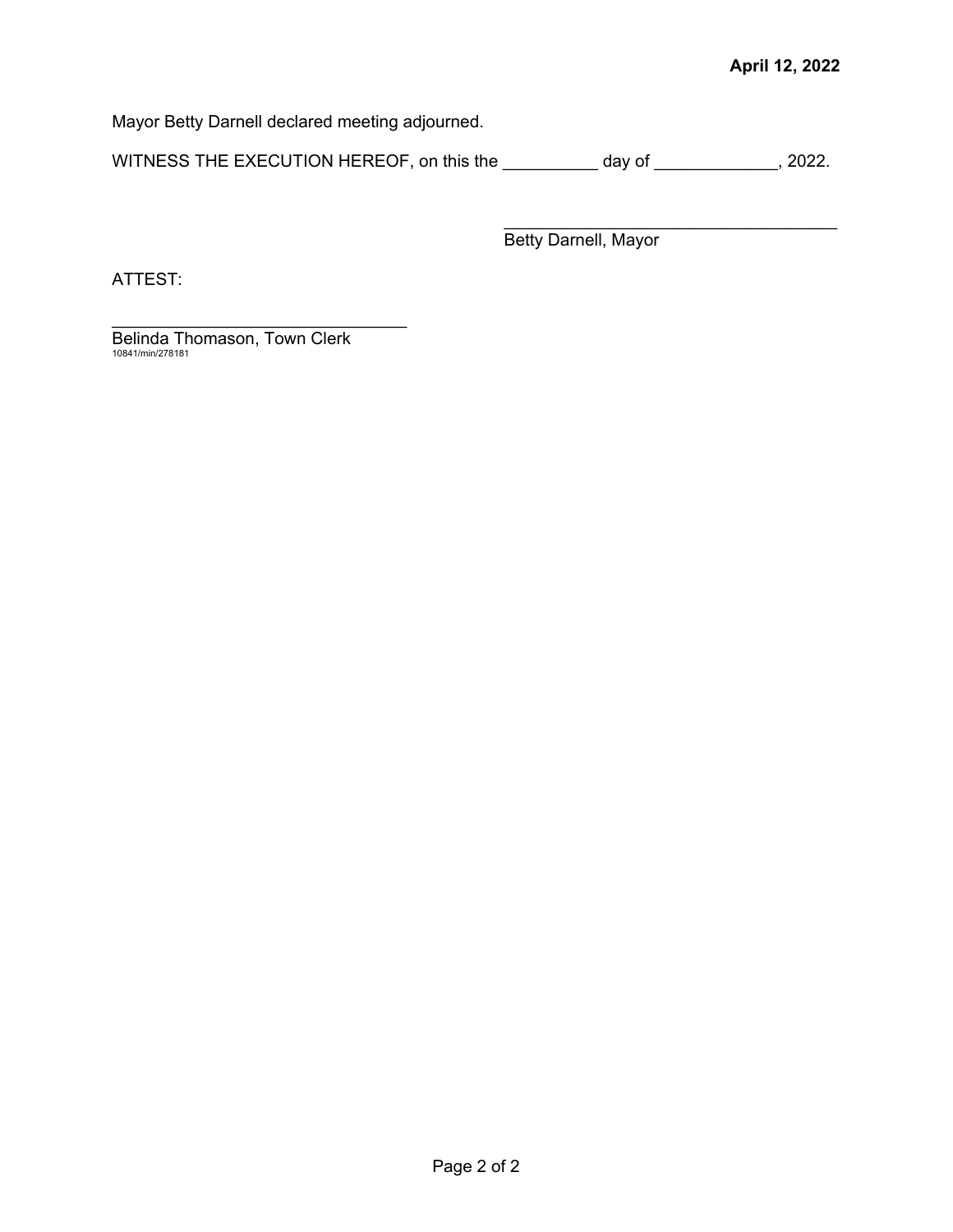**April 12, 2022**

Mayor Betty Darnell declared meeting adjourned.

WITNESS THE EXECUTION HEREOF, on this the __________ day of _____________, 2022.

____________________________________
Betty Darnell, Mayor

ATTEST:

________________________________
Belinda Thomason, Town Clerk
10841/min/278181